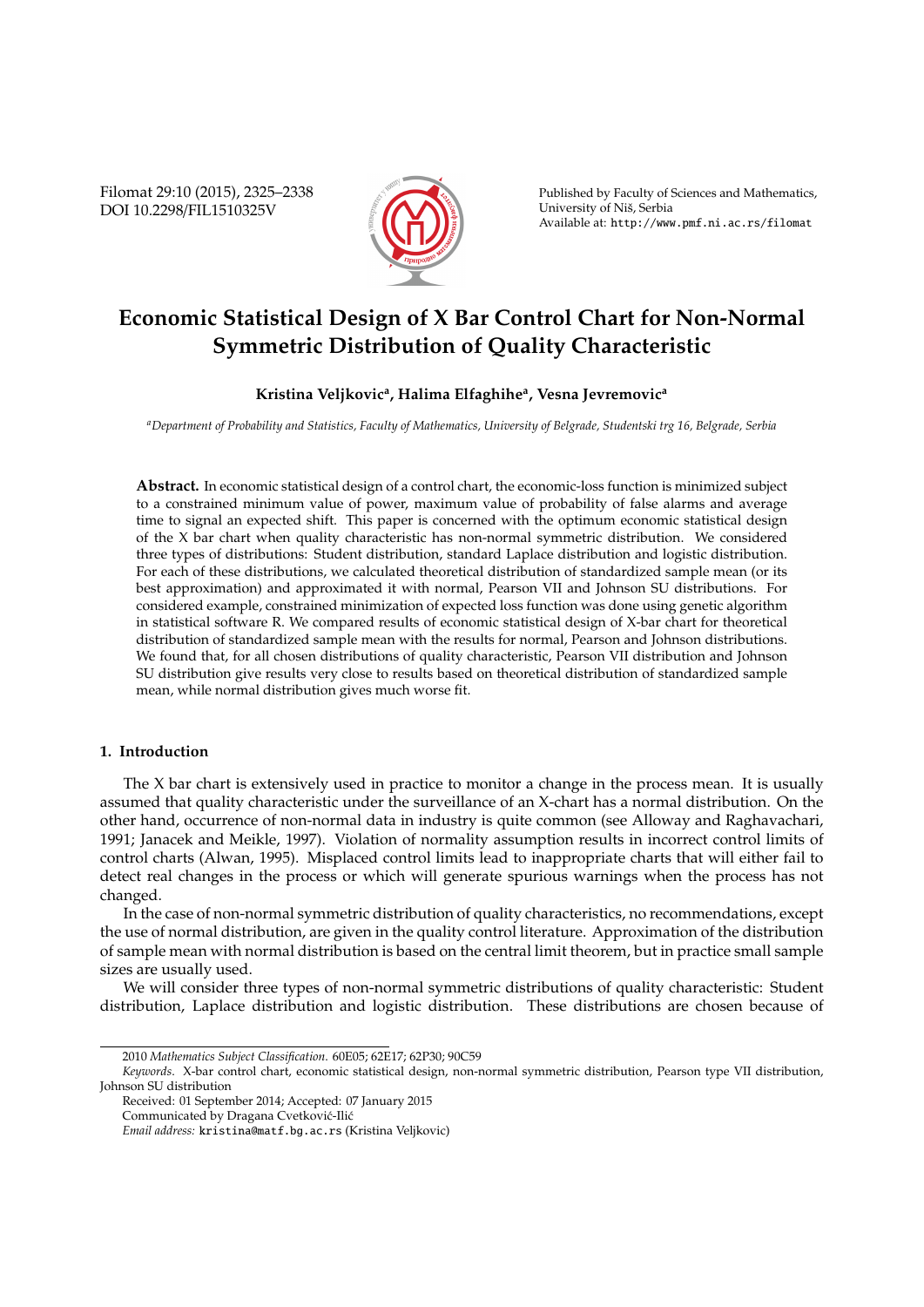# Economic Statistical Design of X Bar Control Chart for Non-Normal Symmetric Distribution of Quality Characteristic

**Kristina Veljkovic[a], Halima Elfaghihe[a], Vesna Jevremovic[a]**

[a] *Department of Probability and Statistics, Faculty of Mathematics, University of Belgrade, Studentski trg 16, Belgrade, Serbia*

**Abstract.** In economic statistical design of a control chart, the economic-loss function is minimized subject to a constrained minimum value of power, maximum value of probability of false alarms and average time to signal an expected shift. This paper is concerned with the optimum economic statistical design of the X bar chart when quality characteristic has non-normal symmetric distribution. We considered three types of distributions: Student distribution, standard Laplace distribution and logistic distribution. For each of these distributions, we calculated theoretical distribution of standardized sample mean (or its best approximation) and approximated it with normal, Pearson VII and Johnson SU distributions. For considered example, constrained minimization of expected loss function was done using genetic algorithm in statistical software R. We compared results of economic statistical design of X-bar chart for theoretical distribution of standardized sample mean with the results for normal, Pearson and Johnson distributions. We found that, for all chosen distributions of quality characteristic, Pearson VII distribution and Johnson SU distribution give results very close to results based on theoretical distribution of standardized sample mean, while normal distribution gives much worse fit.

## 1. Introduction

The X bar chart is extensively used in practice to monitor a change in the process mean. It is usually assumed that quality characteristic under the surveillance of an X-chart has a normal distribution. On the other hand, occurrence of non-normal data in industry is quite common (see Alloway and Raghavachari, 1991; Janacek and Meikle, 1997). Violation of normality assumption results in incorrect control limits of control charts (Alwan, 1995). Misplaced control limits lead to inappropriate charts that will either fail to detect real changes in the process or which will generate spurious warnings when the process has not changed.

In the case of non-normal symmetric distribution of quality characteristics, no recommendations, except the use of normal distribution, are given in the quality control literature. Approximation of the distribution of sample mean with normal distribution is based on the central limit theorem, but in practice small sample sizes are usually used.

We will consider three types of non-normal symmetric distributions of quality characteristic: Student distribution, Laplace distribution and logistic distribution. These distributions are chosen because of

---

2010 *Mathematics Subject Classification*. 60E05; 62E17; 62P30; 90C59

*Keywords*. X-bar control chart, economic statistical design, non-normal symmetric distribution, Pearson type VII distribution, Johnson SU distribution

Received: 01 September 2014; Accepted: 07 January 2015

Communicated by Dragana Cvetković-Ilić

*Email address:* kristina@matf.bg.ac.rs (Kristina Veljkovic)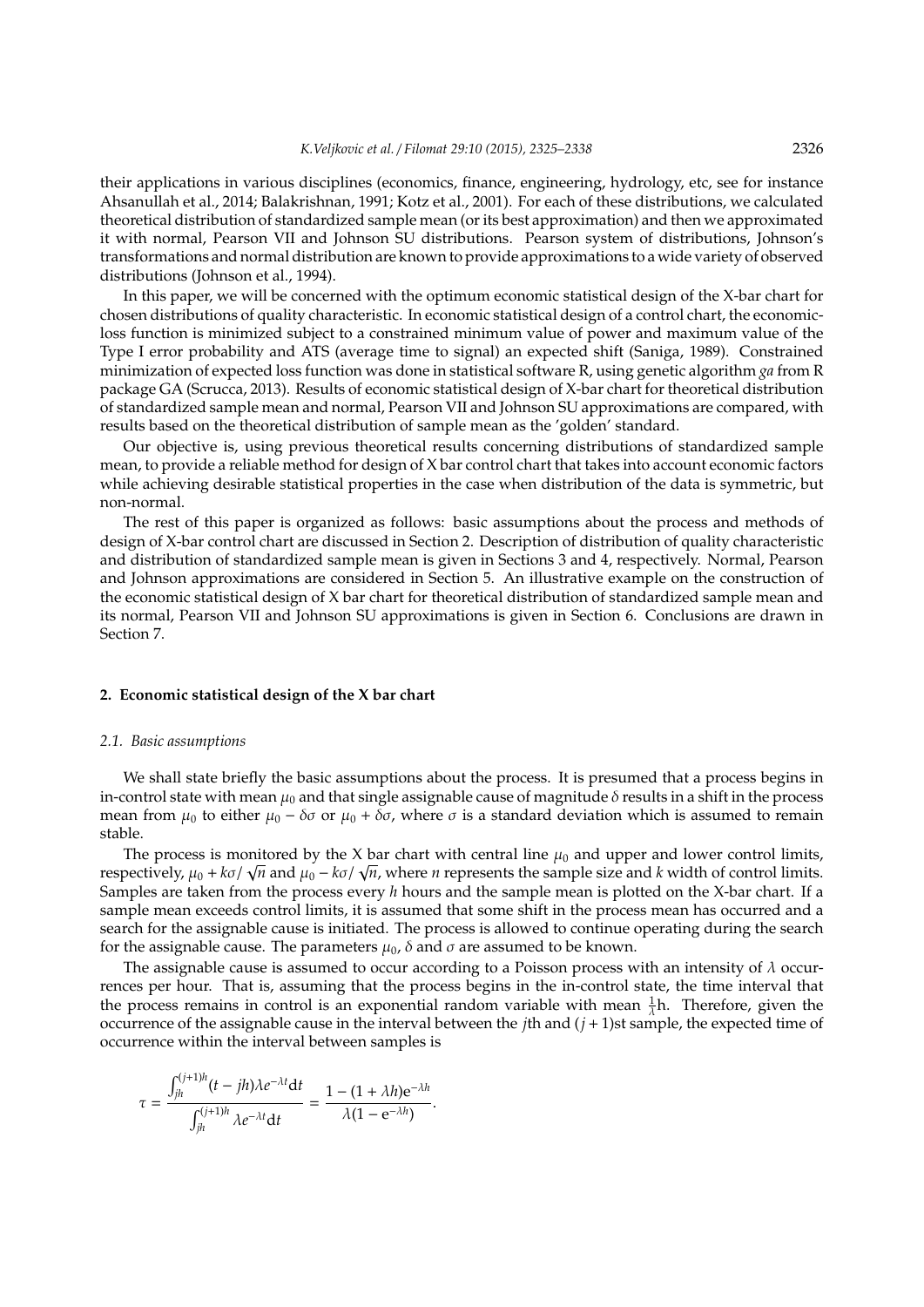their applications in various disciplines (economics, finance, engineering, hydrology, etc, see for instance Ahsanullah et al., 2014; Balakrishnan, 1991; Kotz et al., 2001). For each of these distributions, we calculated theoretical distribution of standardized sample mean (or its best approximation) and then we approximated it with normal, Pearson VII and Johnson SU distributions. Pearson system of distributions, Johnson's transformations and normal distribution are known to provide approximations to a wide variety of observed distributions (Johnson et al., 1994).

In this paper, we will be concerned with the optimum economic statistical design of the X-bar chart for chosen distributions of quality characteristic. In economic statistical design of a control chart, the economic-loss function is minimized subject to a constrained minimum value of power and maximum value of the Type I error probability and ATS (average time to signal) an expected shift (Saniga, 1989). Constrained minimization of expected loss function was done in statistical software R, using genetic algorithm *ga* from R package GA (Scrucca, 2013). Results of economic statistical design of X-bar chart for theoretical distribution of standardized sample mean and normal, Pearson VII and Johnson SU approximations are compared, with results based on the theoretical distribution of sample mean as the 'golden' standard.

Our objective is, using previous theoretical results concerning distributions of standardized sample mean, to provide a reliable method for design of X bar control chart that takes into account economic factors while achieving desirable statistical properties in the case when distribution of the data is symmetric, but non-normal.

The rest of this paper is organized as follows: basic assumptions about the process and methods of design of X-bar control chart are discussed in Section 2. Description of distribution of quality characteristic and distribution of standardized sample mean is given in Sections 3 and 4, respectively. Normal, Pearson and Johnson approximations are considered in Section 5. An illustrative example on the construction of the economic statistical design of X bar chart for theoretical distribution of standardized sample mean and its normal, Pearson VII and Johnson SU approximations is given in Section 6. Conclusions are drawn in Section 7.

## 2. Economic statistical design of the X bar chart

### 2.1. Basic assumptions

We shall state briefly the basic assumptions about the process. It is presumed that a process begins in in-control state with mean $\mu_0$ and that single assignable cause of magnitude $\delta$ results in a shift in the process mean from $\mu_0$ to either $\mu_0 - \delta\sigma$ or $\mu_0 + \delta\sigma$, where $\sigma$ is a standard deviation which is assumed to remain stable.

The process is monitored by the X bar chart with central line $\mu_0$ and upper and lower control limits, respectively, $\mu_0 + k\sigma/\sqrt{n}$ and $\mu_0 - k\sigma/\sqrt{n}$, where $n$ represents the sample size and $k$ width of control limits. Samples are taken from the process every $h$ hours and the sample mean is plotted on the X-bar chart. If a sample mean exceeds control limits, it is assumed that some shift in the process mean has occurred and a search for the assignable cause is initiated. The process is allowed to continue operating during the search for the assignable cause. The parameters $\mu_0$, $\delta$ and $\sigma$ are assumed to be known.

The assignable cause is assumed to occur according to a Poisson process with an intensity of $\lambda$ occurrences per hour. That is, assuming that the process begins in the in-control state, the time interval that the process remains in control is an exponential random variable with mean $\frac{1}{\lambda}$h. Therefore, given the occurrence of the assignable cause in the interval between the $j$th and $(j+1)$st sample, the expected time of occurrence within the interval between samples is

$$\tau = \frac{\int_{jh}^{(j+1)h}(t - jh)\lambda e^{-\lambda t}\mathrm{d}t}{\int_{jh}^{(j+1)h}\lambda e^{-\lambda t}\mathrm{d}t} = \frac{1 - (1 + \lambda h)\mathrm{e}^{-\lambda h}}{\lambda(1 - \mathrm{e}^{-\lambda h})}.$$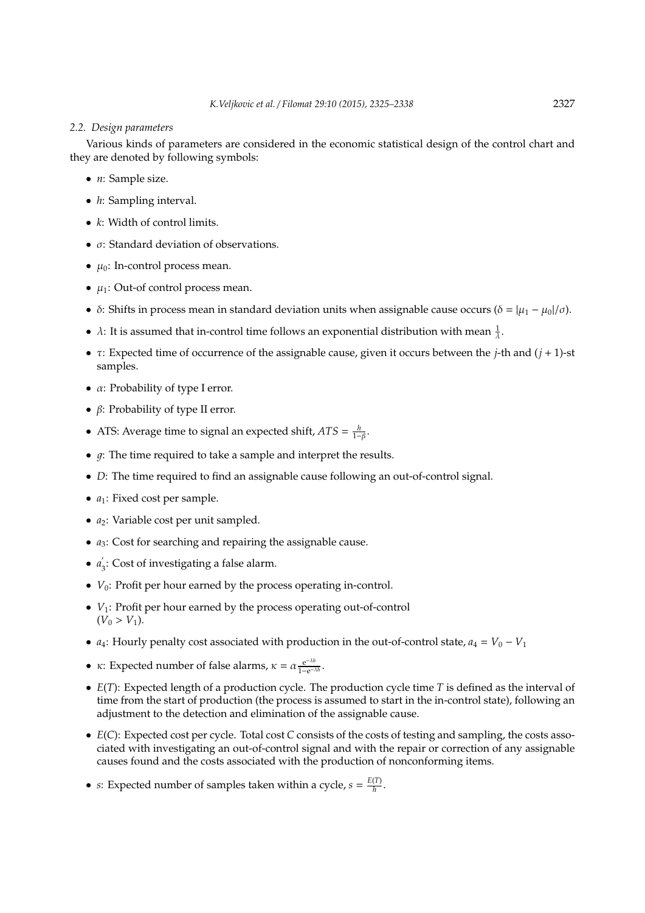### *2.2. Design parameters*

Various kinds of parameters are considered in the economic statistical design of the control chart and they are denoted by following symbols:

- $n$: Sample size.
- $h$: Sampling interval.
- $k$: Width of control limits.
- $\sigma$: Standard deviation of observations.
- $\mu_0$: In-control process mean.
- $\mu_1$: Out-of control process mean.
- $\delta$: Shifts in process mean in standard deviation units when assignable cause occurs ($\delta = |\mu_1 - \mu_0|/\sigma$).
- $\lambda$: It is assumed that in-control time follows an exponential distribution with mean $\frac{1}{\lambda}$.
- $\tau$: Expected time of occurrence of the assignable cause, given it occurs between the $j$-th and $(j+1)$-st samples.
- $\alpha$: Probability of type I error.
- $\beta$: Probability of type II error.
- ATS: Average time to signal an expected shift, $ATS = \frac{h}{1-\beta}$.
- $g$: The time required to take a sample and interpret the results.
- $D$: The time required to find an assignable cause following an out-of-control signal.
- $a_1$: Fixed cost per sample.
- $a_2$: Variable cost per unit sampled.
- $a_3$: Cost for searching and repairing the assignable cause.
- $a_3'$: Cost of investigating a false alarm.
- $V_0$: Profit per hour earned by the process operating in-control.
- $V_1$: Profit per hour earned by the process operating out-of-control ($V_0 > V_1$).
- $a_4$: Hourly penalty cost associated with production in the out-of-control state, $a_4 = V_0 - V_1$
- $\kappa$: Expected number of false alarms, $\kappa = \alpha \frac{e^{-\lambda h}}{1-e^{-\lambda h}}$.
- $E(T)$: Expected length of a production cycle. The production cycle time $T$ is defined as the interval of time from the start of production (the process is assumed to start in the in-control state), following an adjustment to the detection and elimination of the assignable cause.
- $E(C)$: Expected cost per cycle. Total cost $C$ consists of the costs of testing and sampling, the costs associated with investigating an out-of-control signal and with the repair or correction of any assignable causes found and the costs associated with the production of nonconforming items.
- $s$: Expected number of samples taken within a cycle, $s = \frac{E(T)}{h}$.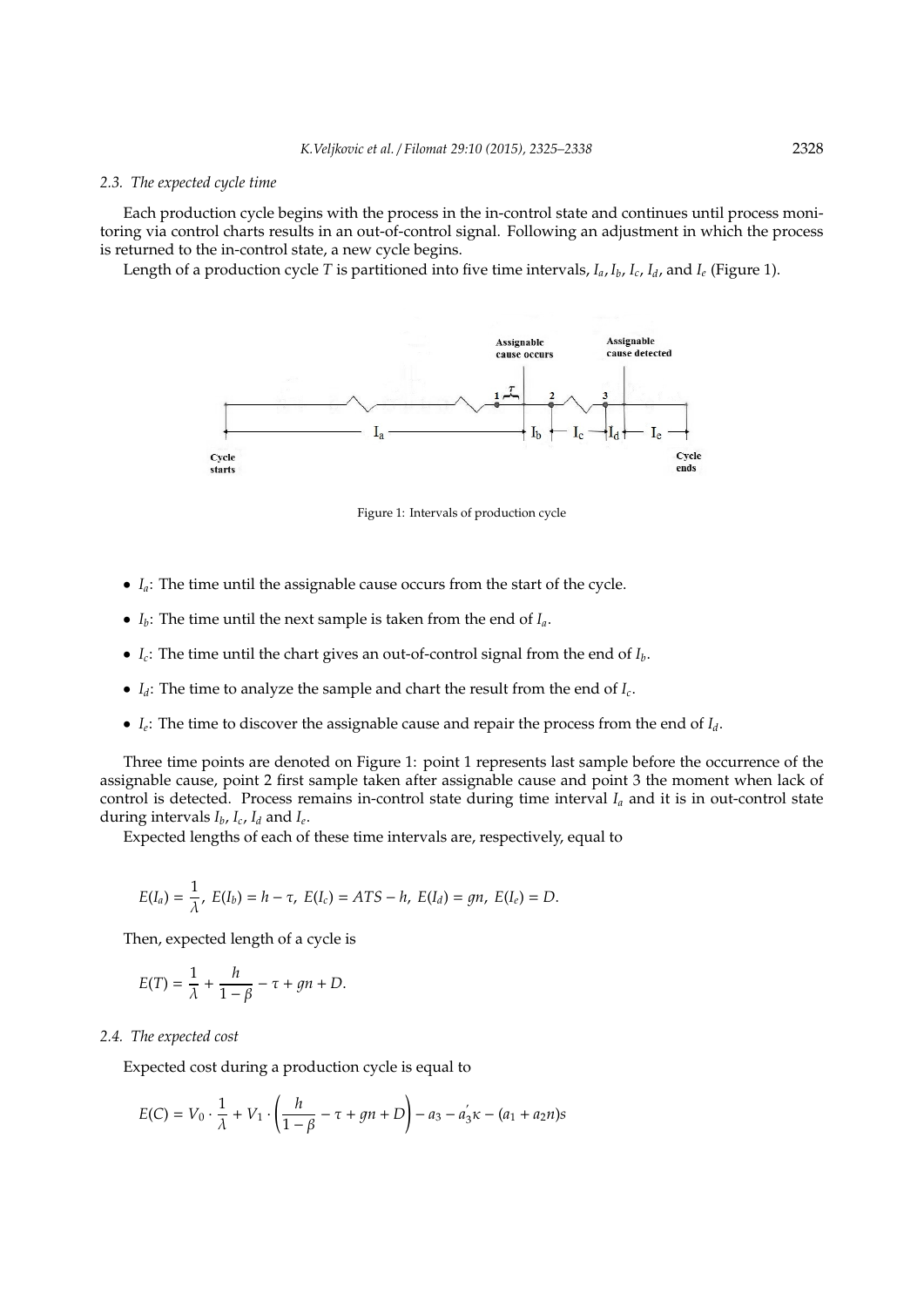### 2.3. The expected cycle time

Each production cycle begins with the process in the in-control state and continues until process monitoring via control charts results in an out-of-control signal. Following an adjustment in which the process is returned to the in-control state, a new cycle begins.

Length of a production cycle $T$ is partitioned into five time intervals, $I_a, I_b, I_c, I_d$, and $I_e$ (Figure 1).

Figure 1: Intervals of production cycle

- $I_a$: The time until the assignable cause occurs from the start of the cycle.
- $I_b$: The time until the next sample is taken from the end of $I_a$.
- $I_c$: The time until the chart gives an out-of-control signal from the end of $I_b$.
- $I_d$: The time to analyze the sample and chart the result from the end of $I_c$.
- $I_e$: The time to discover the assignable cause and repair the process from the end of $I_d$.

Three time points are denoted on Figure 1: point 1 represents last sample before the occurrence of the assignable cause, point 2 first sample taken after assignable cause and point 3 the moment when lack of control is detected. Process remains in-control state during time interval $I_a$ and it is in out-control state during intervals $I_b$, $I_c$, $I_d$ and $I_e$.

Expected lengths of each of these time intervals are, respectively, equal to

$$E(I_a) = \frac{1}{\lambda},\ E(I_b) = h - \tau,\ E(I_c) = ATS - h,\ E(I_d) = gn,\ E(I_e) = D.$$

Then, expected length of a cycle is

$$E(T) = \frac{1}{\lambda} + \frac{h}{1-\beta} - \tau + gn + D.$$

### 2.4. The expected cost

Expected cost during a production cycle is equal to

$$E(C) = V_0 \cdot \frac{1}{\lambda} + V_1 \cdot \left(\frac{h}{1-\beta} - \tau + gn + D\right) - a_3 - a_3^{'}\kappa - (a_1 + a_2 n)s$$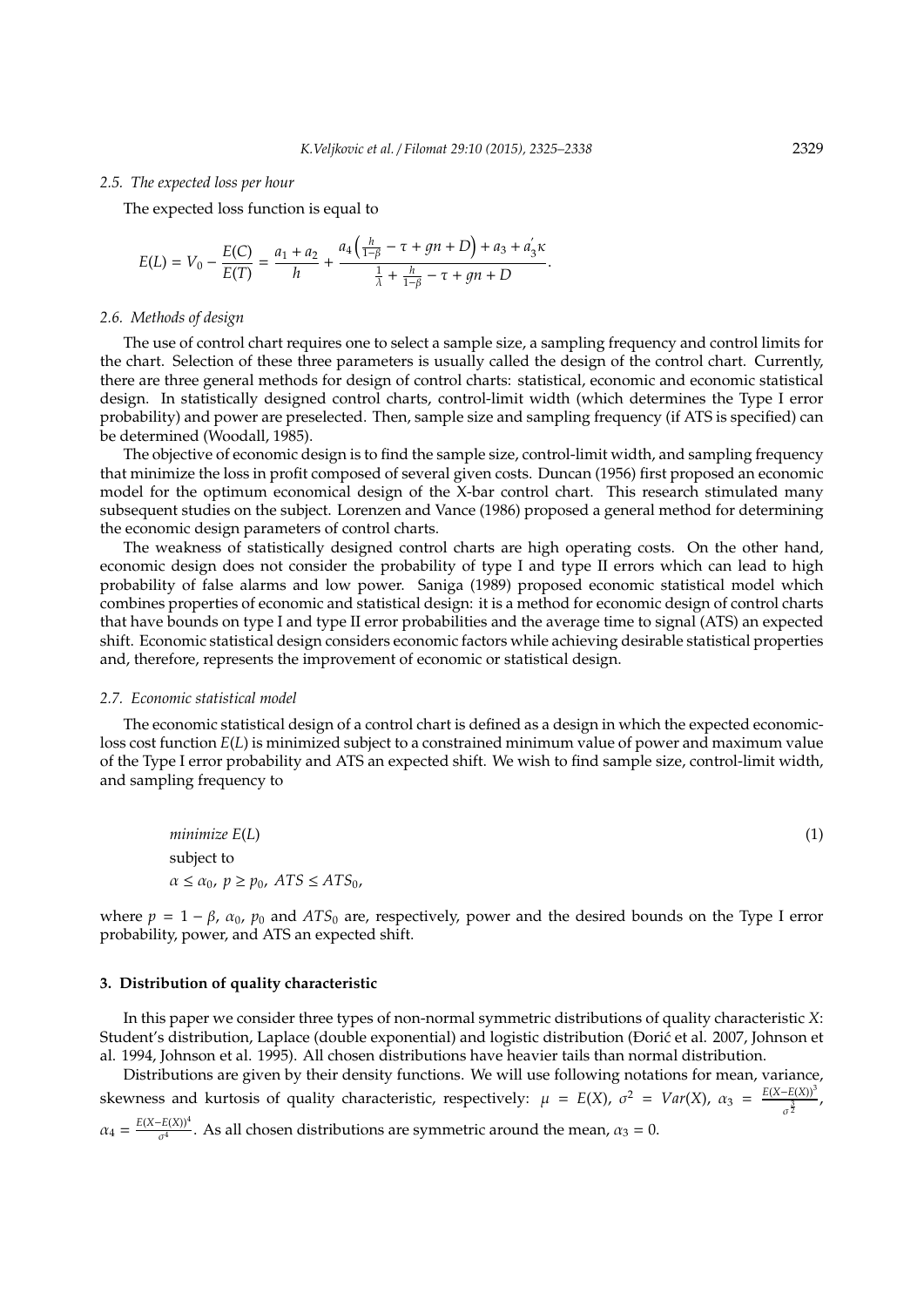### 2.5. The expected loss per hour

The expected loss function is equal to

$$E(L) = V_0 - \frac{E(C)}{E(T)} = \frac{a_1 + a_2}{h} + \frac{a_4\left(\frac{h}{1-\beta} - \tau + gn + D\right) + a_3 + a_3^{'}\kappa}{\frac{1}{\lambda} + \frac{h}{1-\beta} - \tau + gn + D}.$$

### 2.6. Methods of design

The use of control chart requires one to select a sample size, a sampling frequency and control limits for the chart. Selection of these three parameters is usually called the design of the control chart. Currently, there are three general methods for design of control charts: statistical, economic and economic statistical design. In statistically designed control charts, control-limit width (which determines the Type I error probability) and power are preselected. Then, sample size and sampling frequency (if ATS is specified) can be determined (Woodall, 1985).

The objective of economic design is to find the sample size, control-limit width, and sampling frequency that minimize the loss in profit composed of several given costs. Duncan (1956) first proposed an economic model for the optimum economical design of the X-bar control chart. This research stimulated many subsequent studies on the subject. Lorenzen and Vance (1986) proposed a general method for determining the economic design parameters of control charts.

The weakness of statistically designed control charts are high operating costs. On the other hand, economic design does not consider the probability of type I and type II errors which can lead to high probability of false alarms and low power. Saniga (1989) proposed economic statistical model which combines properties of economic and statistical design: it is a method for economic design of control charts that have bounds on type I and type II error probabilities and the average time to signal (ATS) an expected shift. Economic statistical design considers economic factors while achieving desirable statistical properties and, therefore, represents the improvement of economic or statistical design.

### 2.7. Economic statistical model

The economic statistical design of a control chart is defined as a design in which the expected economic-loss cost function $E(L)$ is minimized subject to a constrained minimum value of power and maximum value of the Type I error probability and ATS an expected shift. We wish to find sample size, control-limit width, and sampling frequency to

$$\begin{aligned} &\textit{minimize } E(L) \\ &\text{subject to} \\ &\alpha \leq \alpha_0,\ p \geq p_0,\ ATS \leq ATS_0, \end{aligned} \tag{1}$$

where $p = 1 - \beta$, $\alpha_0$, $p_0$ and $ATS_0$ are, respectively, power and the desired bounds on the Type I error probability, power, and ATS an expected shift.

## 3. Distribution of quality characteristic

In this paper we consider three types of non-normal symmetric distributions of quality characteristic $X$: Student's distribution, Laplace (double exponential) and logistic distribution (Đorić et al. 2007, Johnson et al. 1994, Johnson et al. 1995). All chosen distributions have heavier tails than normal distribution.

Distributions are given by their density functions. We will use following notations for mean, variance, skewness and kurtosis of quality characteristic, respectively: $\mu = E(X)$, $\sigma^2 = Var(X)$, $\alpha_3 = \frac{E(X-E(X))^3}{\sigma^{\frac{3}{2}}}$, $\alpha_4 = \frac{E(X-E(X))^4}{\sigma^4}$. As all chosen distributions are symmetric around the mean, $\alpha_3 = 0$.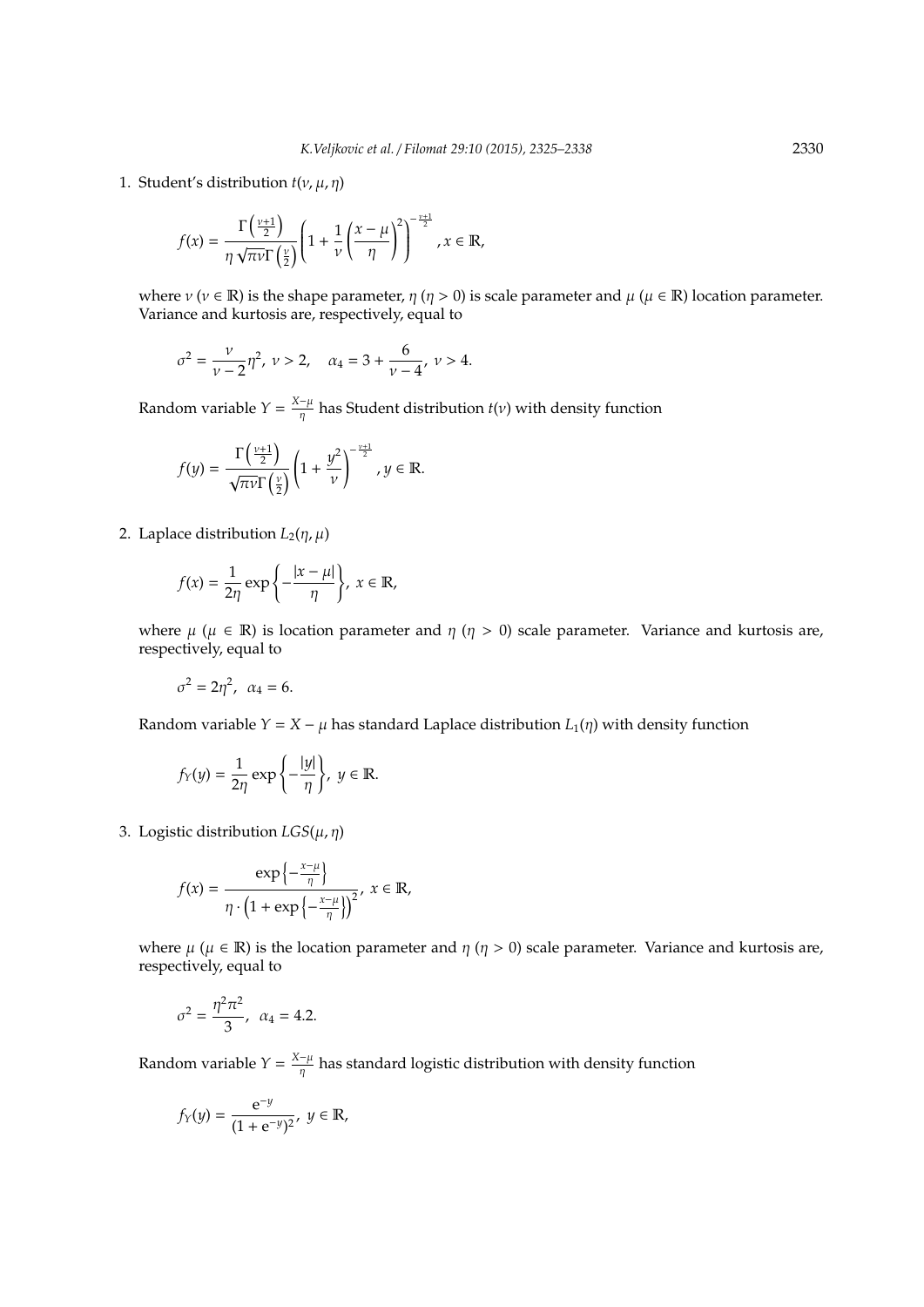1. Student's distribution $t(\nu, \mu, \eta)$

$$f(x) = \frac{\Gamma\left(\frac{\nu+1}{2}\right)}{\eta\sqrt{\pi\nu}\Gamma\left(\frac{\nu}{2}\right)}\left(1+\frac{1}{\nu}\left(\frac{x-\mu}{\eta}\right)^2\right)^{-\frac{\nu+1}{2}}, x \in \mathbb{R},$$

where $\nu$ ($\nu \in \mathbb{R}$) is the shape parameter, $\eta$ ($\eta > 0$) is scale parameter and $\mu$ ($\mu \in \mathbb{R}$) location parameter. Variance and kurtosis are, respectively, equal to

$$\sigma^2 = \frac{\nu}{\nu-2}\eta^2,\ \nu > 2, \quad \alpha_4 = 3 + \frac{6}{\nu-4},\ \nu > 4.$$

Random variable $Y = \frac{X-\mu}{\eta}$ has Student distribution $t(\nu)$ with density function

$$f(y) = \frac{\Gamma\left(\frac{\nu+1}{2}\right)}{\sqrt{\pi\nu}\Gamma\left(\frac{\nu}{2}\right)}\left(1+\frac{y^2}{\nu}\right)^{-\frac{\nu+1}{2}}, y \in \mathbb{R}.$$

2. Laplace distribution $L_2(\eta, \mu)$

$$f(x) = \frac{1}{2\eta}\exp\left\{-\frac{|x-\mu|}{\eta}\right\},\ x \in \mathbb{R},$$

where $\mu$ ($\mu \in \mathbb{R}$) is location parameter and $\eta$ ($\eta > 0$) scale parameter. Variance and kurtosis are, respectively, equal to

$$\sigma^2 = 2\eta^2,\ \ \alpha_4 = 6.$$

Random variable $Y = X - \mu$ has standard Laplace distribution $L_1(\eta)$ with density function

$$f_Y(y) = \frac{1}{2\eta}\exp\left\{-\frac{|y|}{\eta}\right\},\ y \in \mathbb{R}.$$

3. Logistic distribution $LGS(\mu, \eta)$

$$f(x) = \frac{\exp\left\{-\frac{x-\mu}{\eta}\right\}}{\eta \cdot \left(1+\exp\left\{-\frac{x-\mu}{\eta}\right\}\right)^2},\ x \in \mathbb{R},$$

where $\mu$ ($\mu \in \mathbb{R}$) is the location parameter and $\eta$ ($\eta > 0$) scale parameter. Variance and kurtosis are, respectively, equal to

$$\sigma^2 = \frac{\eta^2\pi^2}{3},\ \ \alpha_4 = 4.2.$$

Random variable $Y = \frac{X-\mu}{\eta}$ has standard logistic distribution with density function

$$f_Y(y) = \frac{\mathrm{e}^{-y}}{(1+\mathrm{e}^{-y})^2},\ y \in \mathbb{R},$$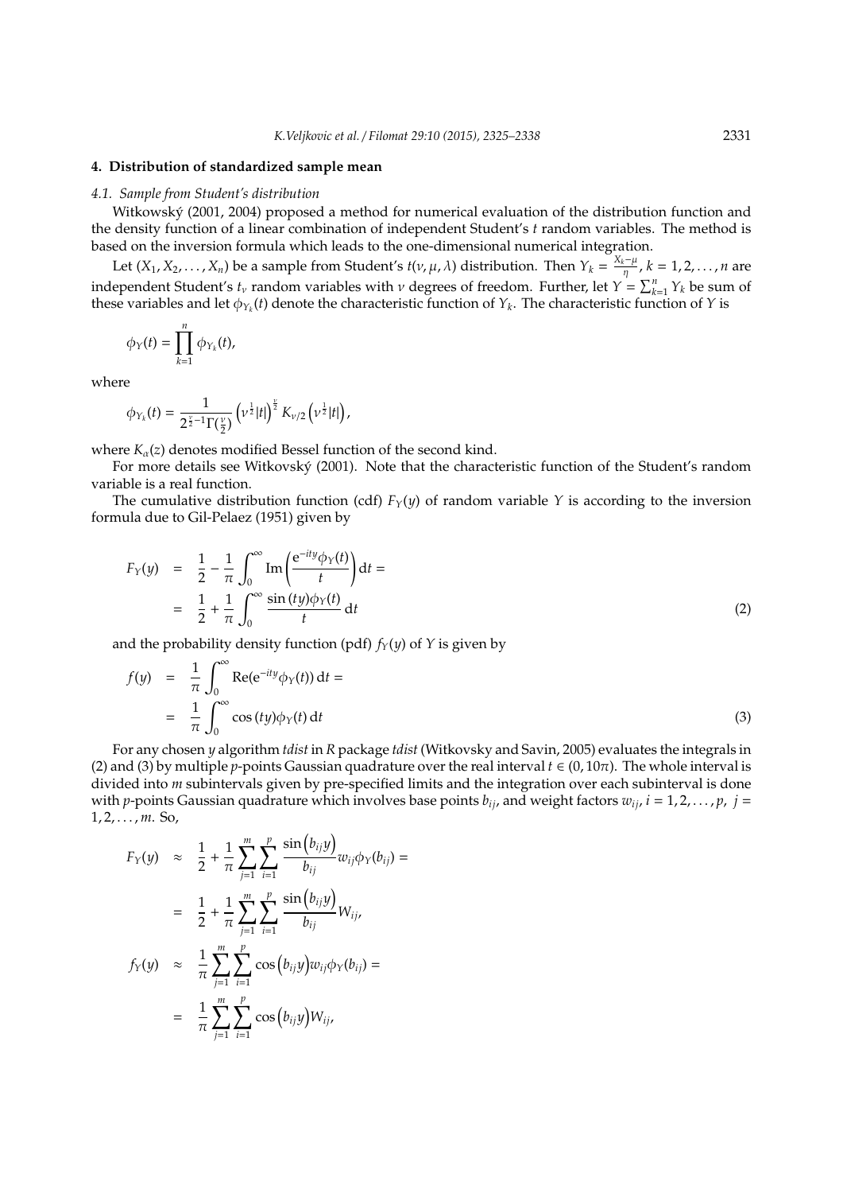## 4. Distribution of standardized sample mean

### 4.1. Sample from Student's distribution

Witkowský (2001, 2004) proposed a method for numerical evaluation of the distribution function and the density function of a linear combination of independent Student's $t$ random variables. The method is based on the inversion formula which leads to the one-dimensional numerical integration.

Let $(X_1, X_2, \ldots, X_n)$ be a sample from Student's $t(\nu, \mu, \lambda)$ distribution. Then $Y_k = \frac{X_k - \mu}{\eta}$, $k = 1, 2, \ldots, n$ are independent Student's $t_\nu$ random variables with $\nu$ degrees of freedom. Further, let $Y = \sum_{k=1}^{n} Y_k$ be sum of these variables and let $\phi_{Y_k}(t)$ denote the characteristic function of $Y_k$. The characteristic function of $Y$ is

$$\phi_Y(t) = \prod_{k=1}^{n} \phi_{Y_k}(t),$$

where

$$\phi_{Y_k}(t) = \frac{1}{2^{\frac{\nu}{2}-1}\Gamma(\frac{\nu}{2})} \left(\nu^{\frac{1}{2}}|t|\right)^{\frac{\nu}{2}} K_{\nu/2}\left(\nu^{\frac{1}{2}}|t|\right),$$

where $K_\alpha(z)$ denotes modified Bessel function of the second kind.

For more details see Witkovský (2001). Note that the characteristic function of the Student's random variable is a real function.

The cumulative distribution function (cdf) $F_Y(y)$ of random variable $Y$ is according to the inversion formula due to Gil-Pelaez (1951) given by

$$\begin{aligned} F_Y(y) &= \frac{1}{2} - \frac{1}{\pi}\int_0^\infty \operatorname{Im}\left(\frac{e^{-ity}\phi_Y(t)}{t}\right) dt = \\ &= \frac{1}{2} + \frac{1}{\pi}\int_0^\infty \frac{\sin(ty)\phi_Y(t)}{t}\, dt \end{aligned} \tag{2}$$

and the probability density function (pdf) $f_Y(y)$ of $Y$ is given by

$$\begin{aligned} f(y) &= \frac{1}{\pi}\int_0^\infty \operatorname{Re}(e^{-ity}\phi_Y(t))\, dt = \\ &= \frac{1}{\pi}\int_0^\infty \cos(ty)\phi_Y(t)\, dt \end{aligned} \tag{3}$$

For any chosen $y$ algorithm *tdist* in *R* package *tdist* (Witkovsky and Savin, 2005) evaluates the integrals in (2) and (3) by multiple $p$-points Gaussian quadrature over the real interval $t \in (0, 10\pi)$. The whole interval is divided into $m$ subintervals given by pre-specified limits and the integration over each subinterval is done with $p$-points Gaussian quadrature which involves base points $b_{ij}$, and weight factors $w_{ij}$, $i = 1, 2, \ldots, p$, $j = 1, 2, \ldots, m$. So,

$$\begin{aligned} F_Y(y) &\approx \frac{1}{2} + \frac{1}{\pi}\sum_{j=1}^{m}\sum_{i=1}^{p} \frac{\sin\left(b_{ij}y\right)}{b_{ij}} w_{ij}\phi_Y(b_{ij}) = \\ &= \frac{1}{2} + \frac{1}{\pi}\sum_{j=1}^{m}\sum_{i=1}^{p} \frac{\sin\left(b_{ij}y\right)}{b_{ij}} W_{ij}, \\ f_Y(y) &\approx \frac{1}{\pi}\sum_{j=1}^{m}\sum_{i=1}^{p} \cos\left(b_{ij}y\right) w_{ij}\phi_Y(b_{ij}) = \\ &= \frac{1}{\pi}\sum_{j=1}^{m}\sum_{i=1}^{p} \cos\left(b_{ij}y\right) W_{ij}, \end{aligned}$$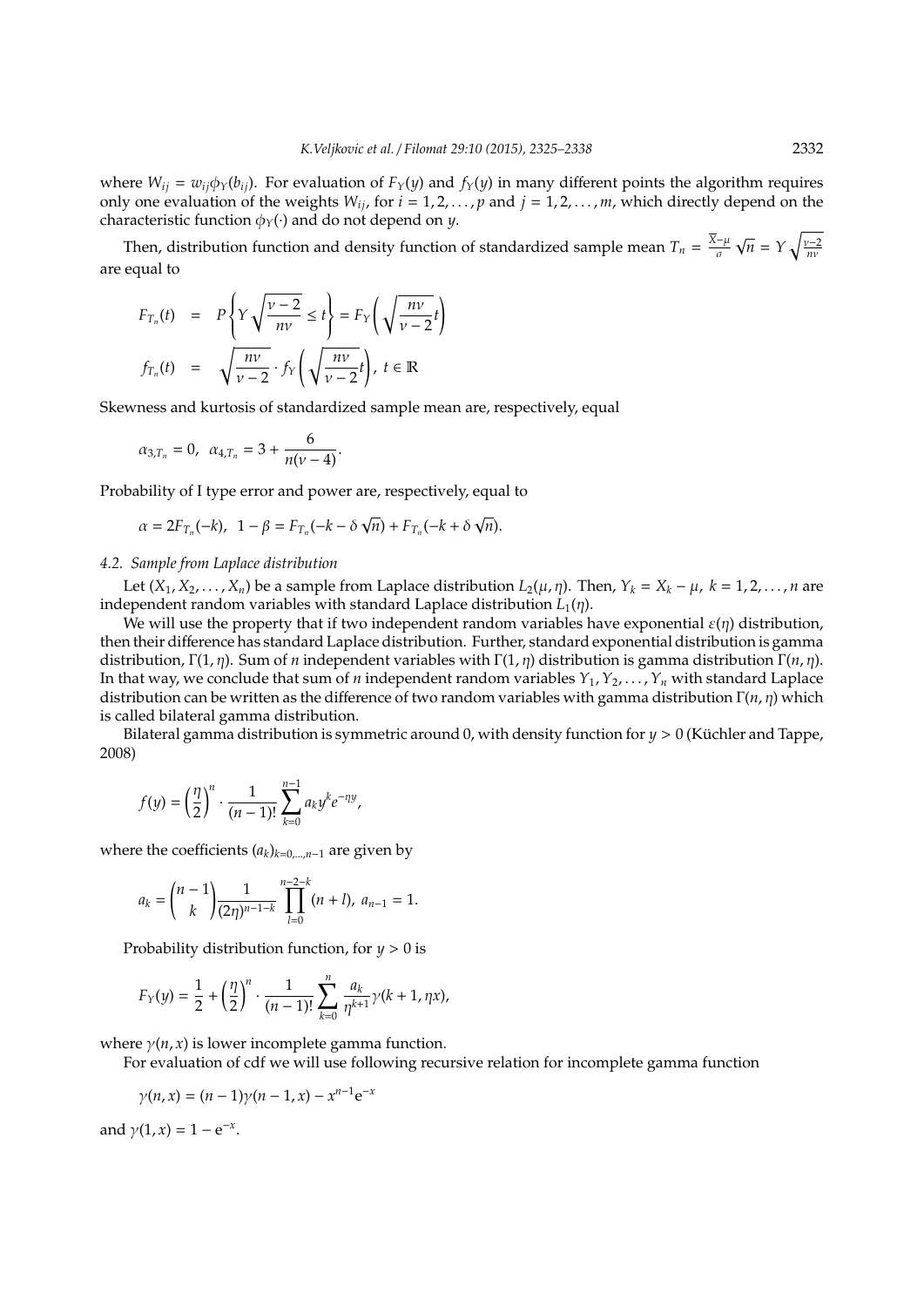where $W_{ij} = w_{ij}\phi_Y(b_{ij})$. For evaluation of $F_Y(y)$ and $f_Y(y)$ in many different points the algorithm requires only one evaluation of the weights $W_{ij}$, for $i = 1, 2, \ldots, p$ and $j = 1, 2, \ldots, m$, which directly depend on the characteristic function $\phi_Y(\cdot)$ and do not depend on $y$.

Then, distribution function and density function of standardized sample mean $T_n = \frac{\overline{X}-\mu}{\sigma}\sqrt{n} = Y\sqrt{\frac{\nu-2}{n\nu}}$ are equal to

$$
\begin{aligned}
F_{T_n}(t) &= P\left\{Y\sqrt{\frac{\nu-2}{n\nu}} \le t\right\} = F_Y\left(\sqrt{\frac{n\nu}{\nu-2}}t\right) \\
f_{T_n}(t) &= \sqrt{\frac{n\nu}{\nu-2}} \cdot f_Y\left(\sqrt{\frac{n\nu}{\nu-2}}t\right), \; t \in \mathbb{R}
\end{aligned}
$$

Skewness and kurtosis of standardized sample mean are, respectively, equal

$$
\alpha_{3,T_n} = 0, \;\; \alpha_{4,T_n} = 3 + \frac{6}{n(\nu-4)}.
$$

Probability of I type error and power are, respectively, equal to

$$
\alpha = 2F_{T_n}(-k), \;\; 1-\beta = F_{T_n}(-k-\delta\sqrt{n}) + F_{T_n}(-k+\delta\sqrt{n}).
$$

### *4.2. Sample from Laplace distribution*

Let $(X_1, X_2, \ldots, X_n)$ be a sample from Laplace distribution $L_2(\mu, \eta)$. Then, $Y_k = X_k - \mu$, $k = 1, 2, \ldots, n$ are independent random variables with standard Laplace distribution $L_1(\eta)$.

We will use the property that if two independent random variables have exponential $\varepsilon(\eta)$ distribution, then their difference has standard Laplace distribution. Further, standard exponential distribution is gamma distribution, $\Gamma(1, \eta)$. Sum of $n$ independent variables with $\Gamma(1, \eta)$ distribution is gamma distribution $\Gamma(n, \eta)$. In that way, we conclude that sum of $n$ independent random variables $Y_1, Y_2, \ldots, Y_n$ with standard Laplace distribution can be written as the difference of two random variables with gamma distribution $\Gamma(n, \eta)$ which is called bilateral gamma distribution.

Bilateral gamma distribution is symmetric around 0, with density function for $y > 0$ (Küchler and Tappe, 2008)

$$
f(y) = \left(\frac{\eta}{2}\right)^n \cdot \frac{1}{(n-1)!}\sum_{k=0}^{n-1} a_k y^k e^{-\eta y},
$$

where the coefficients $(a_k)_{k=0,\ldots,n-1}$ are given by

$$
a_k = \binom{n-1}{k}\frac{1}{(2\eta)^{n-1-k}}\prod_{l=0}^{n-2-k}(n+l), \; a_{n-1} = 1.
$$

Probability distribution function, for $y > 0$ is

$$
F_Y(y) = \frac{1}{2} + \left(\frac{\eta}{2}\right)^n \cdot \frac{1}{(n-1)!}\sum_{k=0}^{n}\frac{a_k}{\eta^{k+1}}\gamma(k+1, \eta x),
$$

where $\gamma(n, x)$ is lower incomplete gamma function.

For evaluation of cdf we will use following recursive relation for incomplete gamma function

$$
\gamma(n, x) = (n-1)\gamma(n-1, x) - x^{n-1}e^{-x}
$$

and $\gamma(1, x) = 1 - e^{-x}$.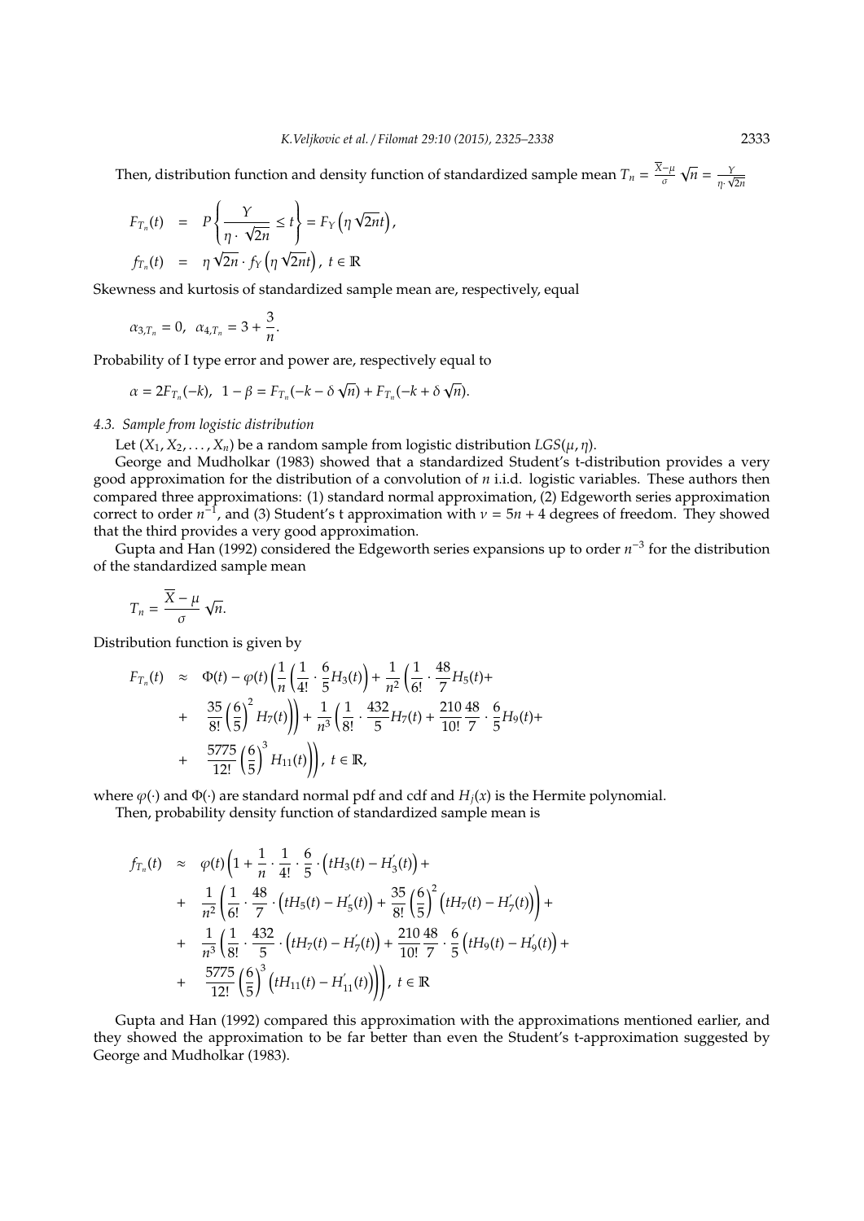Then, distribution function and density function of standardized sample mean $T_n = \frac{\overline{X}-\mu}{\sigma}\sqrt{n} = \frac{Y}{\eta \cdot \sqrt{2n}}$

$$
\begin{aligned}
F_{T_n}(t) &= P\left\{\frac{Y}{\eta \cdot \sqrt{2n}} \le t\right\} = F_Y\left(\eta\sqrt{2n}t\right), \\
f_{T_n}(t) &= \eta\sqrt{2n} \cdot f_Y\left(\eta\sqrt{2n}t\right), \; t \in \mathbb{R}
\end{aligned}
$$

Skewness and kurtosis of standardized sample mean are, respectively, equal

$$
\alpha_{3,T_n} = 0, \;\; \alpha_{4,T_n} = 3 + \frac{3}{n}.
$$

Probability of I type error and power are, respectively equal to

$$
\alpha = 2F_{T_n}(-k), \;\; 1-\beta = F_{T_n}(-k-\delta\sqrt{n}) + F_{T_n}(-k+\delta\sqrt{n}).
$$

### 4.3. Sample from logistic distribution

Let $(X_1, X_2, \ldots, X_n)$ be a random sample from logistic distribution $LGS(\mu, \eta)$.

George and Mudholkar (1983) showed that a standardized Student's t-distribution provides a very good approximation for the distribution of a convolution of $n$ i.i.d. logistic variables. These authors then compared three approximations: (1) standard normal approximation, (2) Edgeworth series approximation correct to order $n^{-1}$, and (3) Student's t approximation with $\nu = 5n+4$ degrees of freedom. They showed that the third provides a very good approximation.

Gupta and Han (1992) considered the Edgeworth series expansions up to order $n^{-3}$ for the distribution of the standardized sample mean

$$
T_n = \frac{\overline{X}-\mu}{\sigma}\sqrt{n}.
$$

Distribution function is given by

$$
\begin{aligned}
F_{T_n}(t) &\approx \Phi(t) - \varphi(t)\left(\frac{1}{n}\left(\frac{1}{4!}\cdot\frac{6}{5}H_3(t)\right) + \frac{1}{n^2}\left(\frac{1}{6!}\cdot\frac{48}{7}H_5(t) + \right.\right. \\
&+ \left.\left.\frac{35}{8!}\left(\frac{6}{5}\right)^2 H_7(t)\right)\right) + \frac{1}{n^3}\left(\frac{1}{8!}\cdot\frac{432}{5}H_7(t) + \frac{210}{10!}\frac{48}{7}\cdot\frac{6}{5}H_9(t) + \right. \\
&+ \left.\left.\frac{5775}{12!}\left(\frac{6}{5}\right)^3 H_{11}(t)\right)\right), \; t \in \mathbb{R},
\end{aligned}
$$

where $\varphi(\cdot)$ and $\Phi(\cdot)$ are standard normal pdf and cdf and $H_j(x)$ is the Hermite polynomial.

Then, probability density function of standardized sample mean is

$$
\begin{aligned}
f_{T_n}(t) &\approx \varphi(t)\left(1 + \frac{1}{n}\cdot\frac{1}{4!}\cdot\frac{6}{5}\cdot\left(tH_3(t) - H_3^{'}(t)\right) + \right. \\
&+ \frac{1}{n^2}\left(\frac{1}{6!}\cdot\frac{48}{7}\cdot\left(tH_5(t) - H_5^{'}(t)\right) + \frac{35}{8!}\left(\frac{6}{5}\right)^2\left(tH_7(t) - H_7^{'}(t)\right)\right) + \\
&+ \frac{1}{n^3}\left(\frac{1}{8!}\cdot\frac{432}{5}\cdot\left(tH_7(t) - H_7^{'}(t)\right) + \frac{210}{10!}\frac{48}{7}\cdot\frac{6}{5}\left(tH_9(t) - H_9^{'}(t)\right) + \right. \\
&+ \left.\left.\frac{5775}{12!}\left(\frac{6}{5}\right)^3\left(tH_{11}(t) - H_{11}^{'}(t)\right)\right)\right), \; t \in \mathbb{R}
\end{aligned}
$$

Gupta and Han (1992) compared this approximation with the approximations mentioned earlier, and they showed the approximation to be far better than even the Student's t-approximation suggested by George and Mudholkar (1983).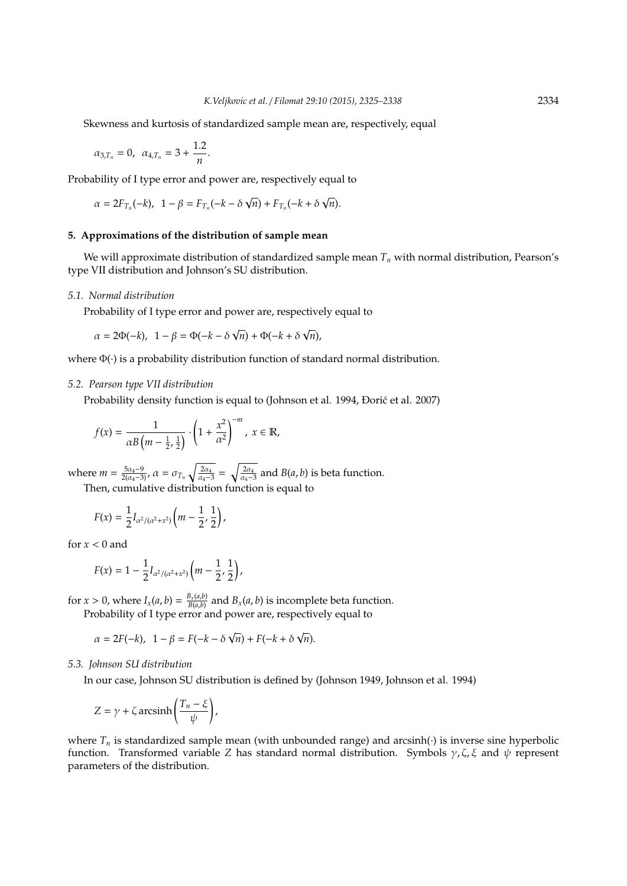Skewness and kurtosis of standardized sample mean are, respectively, equal

$$\alpha_{3,T_n} = 0, \;\; \alpha_{4,T_n} = 3 + \frac{1.2}{n}.$$

Probability of I type error and power are, respectively equal to

$$\alpha = 2F_{T_n}(-k), \;\; 1 - \beta = F_{T_n}(-k - \delta\sqrt{n}) + F_{T_n}(-k + \delta\sqrt{n}).$$

## 5. Approximations of the distribution of sample mean

We will approximate distribution of standardized sample mean $T_n$ with normal distribution, Pearson's type VII distribution and Johnson's SU distribution.

### 5.1. Normal distribution

Probability of I type error and power are, respectively equal to

$$\alpha = 2\Phi(-k), \;\; 1 - \beta = \Phi(-k - \delta\sqrt{n}) + \Phi(-k + \delta\sqrt{n}),$$

where $\Phi(\cdot)$ is a probability distribution function of standard normal distribution.

### 5.2. Pearson type VII distribution

Probability density function is equal to (Johnson et al. 1994, Đorić et al. 2007)

$$f(x) = \frac{1}{\alpha B\left(m - \frac{1}{2}, \frac{1}{2}\right)} \cdot \left(1 + \frac{x^2}{\alpha^2}\right)^{-m}, \; x \in \mathbb{R},$$

where $m = \frac{5\alpha_4 - 9}{2(\alpha_4 - 3)}$, $\alpha = \sigma_{T_n}\sqrt{\frac{2\alpha_4}{\alpha_4 - 3}} = \sqrt{\frac{2\alpha_4}{\alpha_4 - 3}}$ and $B(a, b)$ is beta function.

Then, cumulative distribution function is equal to

$$F(x) = \frac{1}{2} I_{\alpha^2/(\alpha^2 + x^2)}\left(m - \frac{1}{2}, \frac{1}{2}\right),$$

for $x < 0$ and

$$F(x) = 1 - \frac{1}{2} I_{\alpha^2/(\alpha^2 + x^2)}\left(m - \frac{1}{2}, \frac{1}{2}\right),$$

for $x > 0$, where $I_x(a, b) = \frac{B_x(a,b)}{B(a,b)}$ and $B_x(a, b)$ is incomplete beta function.

Probability of I type error and power are, respectively equal to

$$\alpha = 2F(-k), \;\; 1 - \beta = F(-k - \delta\sqrt{n}) + F(-k + \delta\sqrt{n}).$$

### 5.3. Johnson SU distribution

In our case, Johnson SU distribution is defined by (Johnson 1949, Johnson et al. 1994)

$$Z = \gamma + \zeta \operatorname{arcsinh}\left(\frac{T_n - \xi}{\psi}\right),$$

where $T_n$ is standardized sample mean (with unbounded range) and arcsinh$(\cdot)$ is inverse sine hyperbolic function. Transformed variable $Z$ has standard normal distribution. Symbols $\gamma, \zeta, \xi$ and $\psi$ represent parameters of the distribution.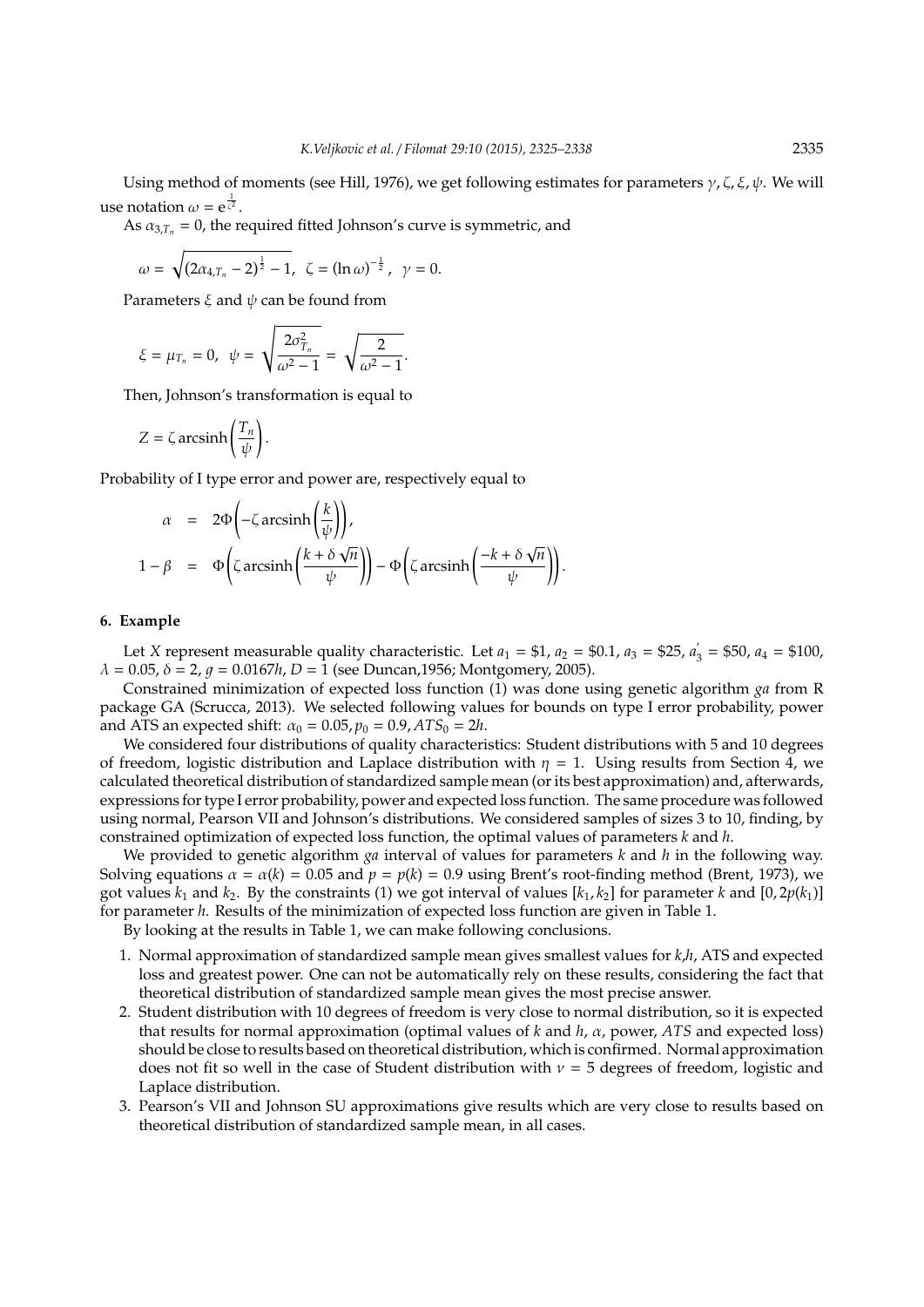Using method of moments (see Hill, 1976), we get following estimates for parameters $\gamma, \zeta, \xi, \psi$. We will use notation $\omega = e^{\frac{1}{\zeta^2}}$.

As $\alpha_{3,T_n} = 0$, the required fitted Johnson's curve is symmetric, and

$$\omega = \sqrt{(2\alpha_{4,T_n} - 2)^{\frac{1}{2}} - 1}, \quad \zeta = (\ln \omega)^{-\frac{1}{2}}, \quad \gamma = 0.$$

Parameters $\xi$ and $\psi$ can be found from

$$\xi = \mu_{T_n} = 0, \quad \psi = \sqrt{\frac{2\sigma^2_{T_n}}{\omega^2 - 1}} = \sqrt{\frac{2}{\omega^2 - 1}}.$$

Then, Johnson's transformation is equal to

$$Z = \zeta \operatorname{arcsinh}\left(\frac{T_n}{\psi}\right).$$

Probability of I type error and power are, respectively equal to

$$\begin{aligned}
\alpha &= 2\Phi\left(-\zeta \operatorname{arcsinh}\left(\frac{k}{\psi}\right)\right), \\
1 - \beta &= \Phi\left(\zeta \operatorname{arcsinh}\left(\frac{k + \delta\sqrt{n}}{\psi}\right)\right) - \Phi\left(\zeta \operatorname{arcsinh}\left(\frac{-k + \delta\sqrt{n}}{\psi}\right)\right).
\end{aligned}$$

## 6. Example

Let $X$ represent measurable quality characteristic. Let $a_1 = \$1$, $a_2 = \$0.1$, $a_3 = \$25$, $a_3' = \$50$, $a_4 = \$100$, $\lambda = 0.05$, $\delta = 2$, $g = 0.0167h$, $D = 1$ (see Duncan,1956; Montgomery, 2005).

Constrained minimization of expected loss function (1) was done using genetic algorithm *ga* from R package GA (Scrucca, 2013). We selected following values for bounds on type I error probability, power and ATS an expected shift: $\alpha_0 = 0.05, p_0 = 0.9, ATS_0 = 2h$.

We considered four distributions of quality characteristics: Student distributions with 5 and 10 degrees of freedom, logistic distribution and Laplace distribution with $\eta = 1$. Using results from Section 4, we calculated theoretical distribution of standardized sample mean (or its best approximation) and, afterwards, expressions for type I error probability, power and expected loss function. The same procedure was followed using normal, Pearson VII and Johnson's distributions. We considered samples of sizes 3 to 10, finding, by constrained optimization of expected loss function, the optimal values of parameters $k$ and $h$.

We provided to genetic algorithm *ga* interval of values for parameters $k$ and $h$ in the following way. Solving equations $\alpha = \alpha(k) = 0.05$ and $p = p(k) = 0.9$ using Brent's root-finding method (Brent, 1973), we got values $k_1$ and $k_2$. By the constraints (1) we got interval of values $[k_1, k_2]$ for parameter $k$ and $[0, 2p(k_1)]$ for parameter $h$. Results of the minimization of expected loss function are given in Table 1.

By looking at the results in Table 1, we can make following conclusions.

1. Normal approximation of standardized sample mean gives smallest values for $k$,$h$, ATS and expected loss and greatest power. One can not be automatically rely on these results, considering the fact that theoretical distribution of standardized sample mean gives the most precise answer.
2. Student distribution with 10 degrees of freedom is very close to normal distribution, so it is expected that results for normal approximation (optimal values of $k$ and $h$, $\alpha$, power, $ATS$ and expected loss) should be close to results based on theoretical distribution, which is confirmed. Normal approximation does not fit so well in the case of Student distribution with $\nu = 5$ degrees of freedom, logistic and Laplace distribution.
3. Pearson's VII and Johnson SU approximations give results which are very close to results based on theoretical distribution of standardized sample mean, in all cases.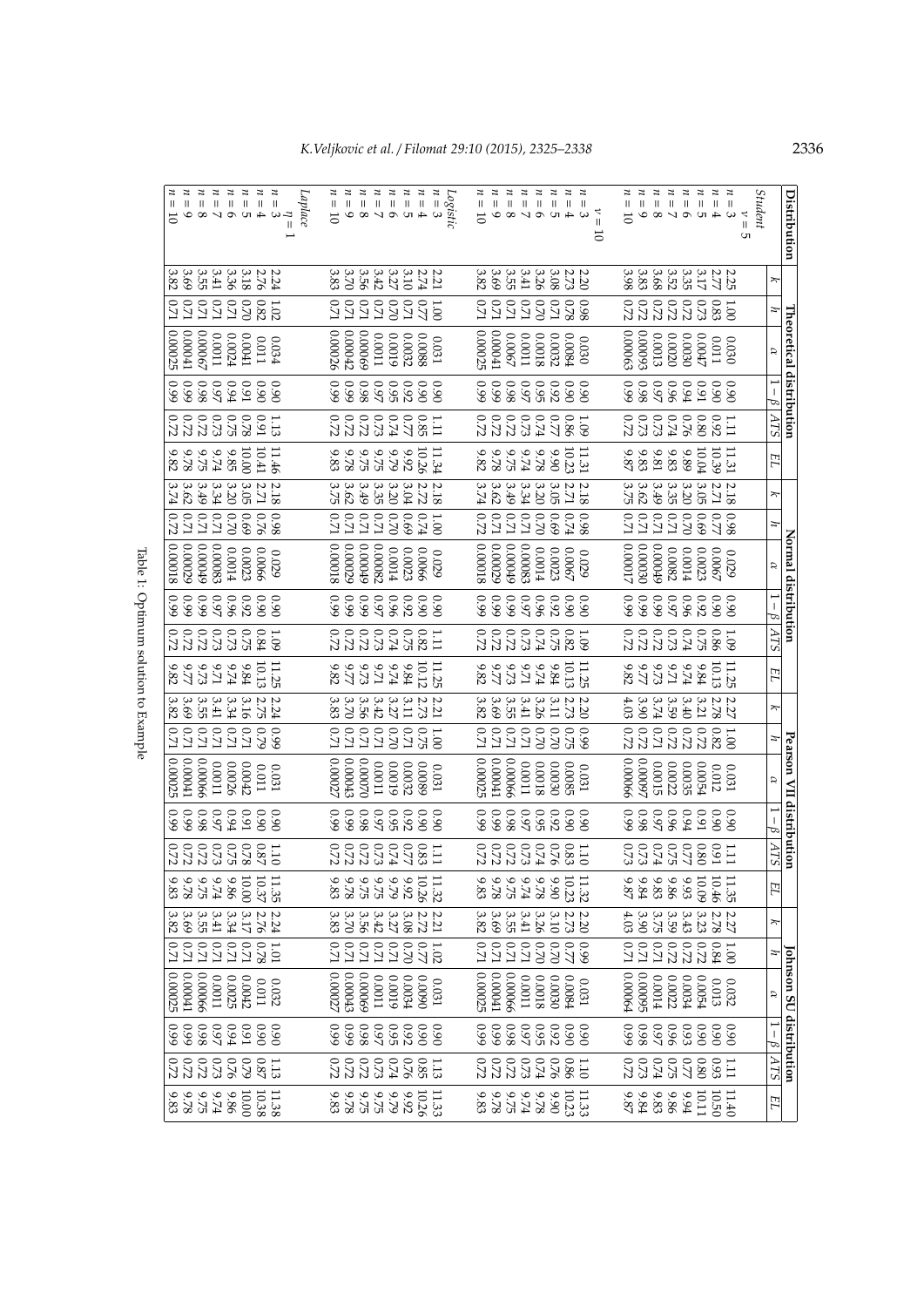| Distribution | Theoretical distribution | | | | | | Normal distribution | | | | | | Pearson VII distribution | | | | | | Johnson SU distribution | | | | | |
|---|---|---|---|---|---|---|---|---|---|---|---|---|---|---|---|---|---|---|---|---|---|---|---|---|
| | $k$ | $h$ | $\alpha$ | $1-\beta$ | $ATS$ | $EL$ | $k$ | $h$ | $\alpha$ | $1-\beta$ | $ATS$ | $EL$ | $k$ | $h$ | $\alpha$ | $1-\beta$ | $ATS$ | $EL$ | $k$ | $h$ | $\alpha$ | $1-\beta$ | $ATS$ | $EL$ |
| *Student* $\nu = 5$ | | | | | | | | | | | | | | | | | | | | | | | | |
| $n = 3$ | 2.25 | 1.00 | 0.030 | 0.90 | 1.11 | 11.31 | 2.18 | 0.98 | 0.029 | 0.90 | 1.09 | 11.25 | 2.27 | 1.00 | 0.031 | 0.90 | 1.11 | 11.35 | 2.27 | 1.00 | 0.032 | 0.90 | 1.11 | 11.40 |
| $n = 4$ | 2.77 | 0.83 | 0.011 | 0.90 | 0.92 | 10.39 | 2.71 | 0.77 | 0.0067 | 0.90 | 0.86 | 10.13 | 2.78 | 0.82 | 0.012 | 0.90 | 0.91 | 10.46 | 2.78 | 0.84 | 0.013 | 0.90 | 0.93 | 10.50 |
| $n = 5$ | 3.17 | 0.73 | 0.0047 | 0.91 | 0.80 | 10.04 | 3.05 | 0.69 | 0.0023 | 0.92 | 0.75 | 9.84 | 3.21 | 0.72 | 0.0054 | 0.91 | 0.80 | 10.09 | 3.23 | 0.72 | 0.0054 | 0.90 | 0.80 | 10.11 |
| $n = 6$ | 3.35 | 0.72 | 0.0030 | 0.94 | 0.76 | 9.89 | 3.20 | 0.70 | 0.0014 | 0.96 | 0.74 | 9.74 | 3.40 | 0.74 | 0.0035 | 0.94 | 0.77 | 9.93 | 3.43 | 0.72 | 0.0034 | 0.93 | 0.77 | 9.94 |
| $n = 7$ | 3.52 | 0.72 | 0.0020 | 0.96 | 0.74 | 9.83 | 3.35 | 0.71 | 0.00082 | 0.97 | 0.73 | 9.71 | 3.59 | 0.72 | 0.0022 | 0.96 | 0.75 | 9.86 | 3.59 | 0.72 | 0.0022 | 0.96 | 0.75 | 9.86 |
| $n = 8$ | 3.68 | 0.72 | 0.0013 | 0.97 | 0.73 | 9.81 | 3.49 | 0.71 | 0.00049 | 0.99 | 0.72 | 9.73 | 3.74 | 0.72 | 0.0015 | 0.97 | 0.74 | 9.83 | 3.75 | 0.71 | 0.0014 | 0.97 | 0.74 | 9.83 |
| $n = 9$ | 3.83 | 0.72 | 0.00093 | 0.98 | 0.73 | 9.83 | 3.62 | 0.71 | 0.00030 | 0.99 | 0.72 | 9.77 | 3.90 | 0.72 | 0.00097 | 0.98 | 0.73 | 9.84 | 3.90 | 0.71 | 0.00095 | 0.98 | 0.73 | 9.84 |
| $n = 10$ | 3.98 | 0.72 | 0.00063 | 0.99 | 0.72 | 9.87 | 3.75 | 0.71 | 0.00017 | 0.99 | 0.72 | 9.82 | 4.03 | 0.72 | 0.00066 | 0.99 | 0.73 | 9.87 | 4.03 | 0.71 | 0.00064 | 0.99 | 0.72 | 9.87 |
| $\nu = 10$ | | | | | | | | | | | | | | | | | | | | | | | | |
| $n = 3$ | 2.20 | 0.98 | 0.030 | 0.90 | 1.09 | 11.31 | 2.18 | 0.98 | 0.029 | 0.90 | 1.09 | 11.25 | 2.20 | 0.99 | 0.031 | 0.90 | 1.10 | 11.32 | 2.20 | 0.99 | 0.031 | 0.90 | 1.10 | 11.33 |
| $n = 4$ | 2.73 | 0.78 | 0.0084 | 0.90 | 0.86 | 10.23 | 2.71 | 0.74 | 0.0067 | 0.90 | 0.82 | 10.13 | 2.73 | 0.75 | 0.0085 | 0.90 | 0.83 | 10.23 | 2.73 | 0.77 | 0.0084 | 0.90 | 0.86 | 10.23 |
| $n = 5$ | 3.08 | 0.71 | 0.0032 | 0.92 | 0.77 | 9.90 | 3.05 | 0.69 | 0.0023 | 0.92 | 0.75 | 9.84 | 3.11 | 0.70 | 0.0030 | 0.92 | 0.76 | 9.90 | 3.10 | 0.70 | 0.0030 | 0.92 | 0.76 | 9.90 |
| $n = 6$ | 3.26 | 0.70 | 0.0018 | 0.95 | 0.74 | 9.78 | 3.20 | 0.70 | 0.0014 | 0.96 | 0.74 | 9.74 | 3.26 | 0.70 | 0.0018 | 0.95 | 0.74 | 9.78 | 3.26 | 0.70 | 0.0018 | 0.95 | 0.74 | 9.78 |
| $n = 7$ | 3.41 | 0.71 | 0.0011 | 0.97 | 0.73 | 9.74 | 3.34 | 0.71 | 0.00083 | 0.97 | 0.73 | 9.71 | 3.41 | 0.71 | 0.0011 | 0.97 | 0.73 | 9.74 | 3.41 | 0.71 | 0.0011 | 0.97 | 0.73 | 9.74 |
| $n = 8$ | 3.55 | 0.71 | 0.00067 | 0.98 | 0.72 | 9.75 | 3.49 | 0.71 | 0.00049 | 0.99 | 0.72 | 9.73 | 3.55 | 0.71 | 0.00066 | 0.98 | 0.72 | 9.75 | 3.55 | 0.71 | 0.00066 | 0.98 | 0.72 | 9.75 |
| $n = 9$ | 3.69 | 0.71 | 0.00041 | 0.99 | 0.72 | 9.78 | 3.62 | 0.71 | 0.00029 | 0.99 | 0.72 | 9.77 | 3.69 | 0.71 | 0.00041 | 0.99 | 0.72 | 9.78 | 3.69 | 0.71 | 0.00041 | 0.99 | 0.72 | 9.78 |
| $n = 10$ | 3.82 | 0.71 | 0.00025 | 0.99 | 0.72 | 9.82 | 3.74 | 0.72 | 0.00018 | 0.99 | 0.72 | 9.82 | 3.82 | 0.71 | 0.00025 | 0.99 | 0.72 | 9.83 | 3.82 | 0.71 | 0.00025 | 0.99 | 0.72 | 9.83 |
| *Logistic* | | | | | | | | | | | | | | | | | | | | | | | | |
| $n = 3$ | 2.21 | 1.00 | 0.031 | 0.90 | 1.11 | 11.34 | 2.18 | 1.00 | 0.029 | 0.90 | 1.11 | 11.25 | 2.21 | 1.00 | 0.031 | 0.90 | 1.11 | 11.32 | 2.21 | 1.02 | 0.031 | 0.90 | 1.13 | 11.33 |
| $n = 4$ | 2.74 | 0.77 | 0.0088 | 0.90 | 0.85 | 10.26 | 2.72 | 0.74 | 0.0066 | 0.90 | 0.82 | 10.12 | 2.73 | 0.75 | 0.0089 | 0.90 | 0.83 | 10.26 | 2.72 | 0.77 | 0.0090 | 0.90 | 0.85 | 10.26 |
| $n = 5$ | 3.10 | 0.71 | 0.0032 | 0.92 | 0.76 | 9.92 | 3.04 | 0.69 | 0.0023 | 0.92 | 0.75 | 9.84 | 3.11 | 0.71 | 0.0032 | 0.92 | 0.77 | 9.92 | 3.08 | 0.70 | 0.0034 | 0.92 | 0.76 | 9.92 |
| $n = 6$ | 3.27 | 0.70 | 0.0019 | 0.95 | 0.74 | 9.79 | 3.20 | 0.70 | 0.0014 | 0.96 | 0.74 | 9.74 | 3.27 | 0.70 | 0.0019 | 0.95 | 0.74 | 9.79 | 3.27 | 0.71 | 0.0019 | 0.95 | 0.74 | 9.79 |
| $n = 7$ | 3.42 | 0.71 | 0.0011 | 0.97 | 0.73 | 9.75 | 3.35 | 0.71 | 0.00082 | 0.97 | 0.73 | 9.71 | 3.42 | 0.71 | 0.0011 | 0.97 | 0.73 | 9.75 | 3.42 | 0.71 | 0.0011 | 0.97 | 0.73 | 9.75 |
| $n = 8$ | 3.56 | 0.71 | 0.00069 | 0.98 | 0.72 | 9.75 | 3.49 | 0.71 | 0.00049 | 0.99 | 0.72 | 9.73 | 3.56 | 0.71 | 0.00070 | 0.98 | 0.72 | 9.75 | 3.56 | 0.71 | 0.00069 | 0.98 | 0.72 | 9.75 |
| $n = 9$ | 3.70 | 0.71 | 0.00042 | 0.99 | 0.72 | 9.78 | 3.62 | 0.71 | 0.00029 | 0.99 | 0.72 | 9.77 | 3.70 | 0.71 | 0.00043 | 0.99 | 0.72 | 9.78 | 3.70 | 0.71 | 0.00043 | 0.99 | 0.72 | 9.78 |
| $n = 10$ | 3.83 | 0.71 | 0.00026 | 0.99 | 0.72 | 9.83 | 3.75 | 0.71 | 0.00018 | 0.99 | 0.72 | 9.82 | 3.83 | 0.71 | 0.00027 | 0.99 | 0.72 | 9.83 | 3.83 | 0.71 | 0.00027 | 0.99 | 0.72 | 9.83 |
| *Laplace* $\eta = 1$ | | | | | | | | | | | | | | | | | | | | | | | | |
| $n = 3$ | 2.24 | 1.02 | 0.034 | 0.90 | 1.13 | 11.46 | 2.18 | 0.98 | 0.029 | 0.90 | 1.09 | 11.25 | 2.24 | 0.99 | 0.031 | 0.90 | 1.10 | 11.35 | 2.24 | 1.01 | 0.032 | 0.90 | 1.13 | 11.38 |
| $n = 4$ | 2.76 | 0.82 | 0.011 | 0.90 | 0.91 | 10.41 | 2.71 | 0.76 | 0.0066 | 0.90 | 0.84 | 10.13 | 2.75 | 0.79 | 0.011 | 0.90 | 0.87 | 10.37 | 2.76 | 0.78 | 0.011 | 0.90 | 0.87 | 10.38 |
| $n = 5$ | 3.18 | 0.70 | 0.0041 | 0.91 | 0.78 | 10.00 | 3.05 | 0.69 | 0.0023 | 0.92 | 0.75 | 9.84 | 3.16 | 0.71 | 0.0042 | 0.91 | 0.78 | 10.00 | 3.17 | 0.71 | 0.0042 | 0.91 | 0.79 | 10.00 |
| $n = 6$ | 3.36 | 0.71 | 0.0024 | 0.94 | 0.75 | 9.85 | 3.20 | 0.70 | 0.0014 | 0.96 | 0.73 | 9.74 | 3.34 | 0.71 | 0.0026 | 0.94 | 0.75 | 9.86 | 3.34 | 0.71 | 0.0025 | 0.94 | 0.76 | 9.86 |
| $n = 7$ | 3.41 | 0.71 | 0.0011 | 0.97 | 0.73 | 9.74 | 3.34 | 0.71 | 0.00083 | 0.97 | 0.73 | 9.71 | 3.41 | 0.71 | 0.0011 | 0.97 | 0.73 | 9.74 | 3.41 | 0.71 | 0.0011 | 0.97 | 0.73 | 9.74 |
| $n = 8$ | 3.55 | 0.71 | 0.00067 | 0.98 | 0.72 | 9.75 | 3.49 | 0.71 | 0.00049 | 0.99 | 0.72 | 9.73 | 3.55 | 0.71 | 0.00066 | 0.98 | 0.72 | 9.75 | 3.55 | 0.71 | 0.00066 | 0.98 | 0.72 | 9.75 |
| $n = 9$ | 3.69 | 0.71 | 0.00041 | 0.99 | 0.72 | 9.78 | 3.62 | 0.71 | 0.00029 | 0.99 | 0.72 | 9.77 | 3.69 | 0.71 | 0.00041 | 0.99 | 0.72 | 9.78 | 3.69 | 0.71 | 0.00041 | 0.99 | 0.72 | 9.78 |
| $n = 10$ | 3.82 | 0.71 | 0.00025 | 0.99 | 0.72 | 9.82 | 3.74 | 0.72 | 0.00018 | 0.99 | 0.72 | 9.82 | 3.82 | 0.71 | 0.00025 | 0.99 | 0.72 | 9.83 | 3.82 | 0.71 | 0.00025 | 0.99 | 0.72 | 9.83 |

Table 1: Optimum solution to Example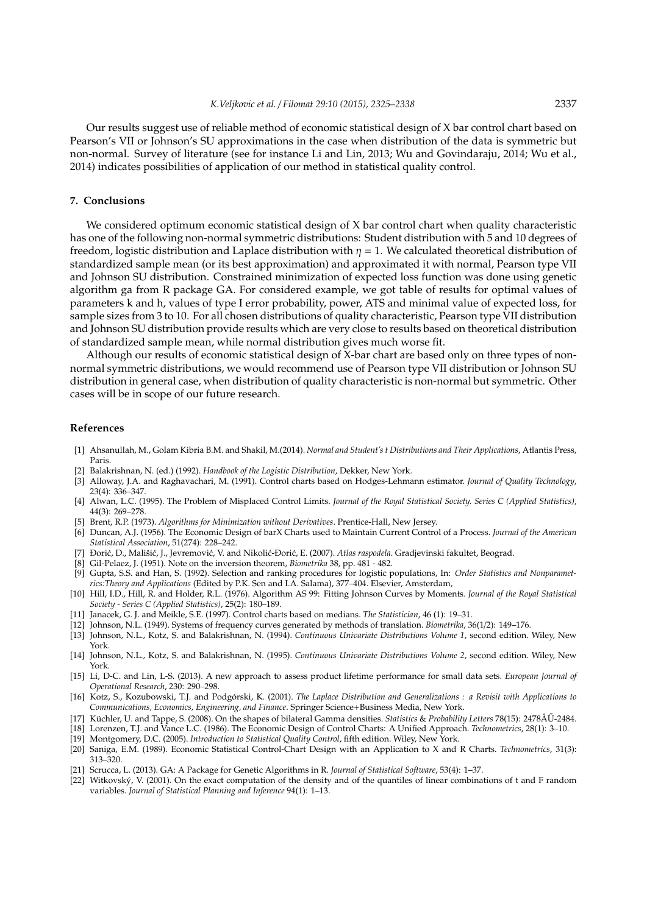Our results suggest use of reliable method of economic statistical design of X bar control chart based on Pearson's VII or Johnson's SU approximations in the case when distribution of the data is symmetric but non-normal. Survey of literature (see for instance Li and Lin, 2013; Wu and Govindaraju, 2014; Wu et al., 2014) indicates possibilities of application of our method in statistical quality control.

## 7. Conclusions

We considered optimum economic statistical design of X bar control chart when quality characteristic has one of the following non-normal symmetric distributions: Student distribution with 5 and 10 degrees of freedom, logistic distribution and Laplace distribution with $\eta = 1$. We calculated theoretical distribution of standardized sample mean (or its best approximation) and approximated it with normal, Pearson type VII and Johnson SU distribution. Constrained minimization of expected loss function was done using genetic algorithm ga from R package GA. For considered example, we got table of results for optimal values of parameters k and h, values of type I error probability, power, ATS and minimal value of expected loss, for sample sizes from 3 to 10. For all chosen distributions of quality characteristic, Pearson type VII distribution and Johnson SU distribution provide results which are very close to results based on theoretical distribution of standardized sample mean, while normal distribution gives much worse fit.

Although our results of economic statistical design of X-bar chart are based only on three types of non-normal symmetric distributions, we would recommend use of Pearson type VII distribution or Johnson SU distribution in general case, when distribution of quality characteristic is non-normal but symmetric. Other cases will be in scope of our future research.

## References

[1] Ahsanullah, M., Golam Kibria B.M. and Shakil, M.(2014). *Normal and Student's t Distributions and Their Applications*, Atlantis Press, Paris.

[2] Balakrishnan, N. (ed.) (1992). *Handbook of the Logistic Distribution*, Dekker, New York.

[3] Alloway, J.A. and Raghavachari, M. (1991). Control charts based on Hodges-Lehmann estimator. *Journal of Quality Technology*, 23(4): 336–347.

[4] Alwan, L.C. (1995). The Problem of Misplaced Control Limits. *Journal of the Royal Statistical Society. Series C (Applied Statistics)*, 44(3): 269–278.

[5] Brent, R.P. (1973). *Algorithms for Minimization without Derivatives*. Prentice-Hall, New Jersey.

[6] Duncan, A.J. (1956). The Economic Design of barX Charts used to Maintain Current Control of a Process. *Journal of the American Statistical Association*, 51(274): 228–242.

[7] Đorić, D., Mališić, J., Jevremović, V. and Nikolić-Đorić, E. (2007). *Atlas raspodela*. Gradjevinski fakultet, Beograd.

[8] Gil-Pelaez, J. (1951). Note on the inversion theorem, *Biometrika* 38, pp. 481 - 482.

[9] Gupta, S.S. and Han, S. (1992). Selection and ranking procedures for logistic populations, In: *Order Statistics and Nonparametrics:Theory and Applications* (Edited by P.K. Sen and I.A. Salama), 377–404. Elsevier, Amsterdam,

[10] Hill, I.D., Hill, R. and Holder, R.L. (1976). Algorithm AS 99: Fitting Johnson Curves by Moments. *Journal of the Royal Statistical Society - Series C (Applied Statistics)*, 25(2): 180–189.

[11] Janacek, G. J. and Meikle, S.E. (1997). Control charts based on medians. *The Statistician*, 46 (1): 19–31.

[12] Johnson, N.L. (1949). Systems of frequency curves generated by methods of translation. *Biometrika*, 36(1/2): 149–176.

[13] Johnson, N.L., Kotz, S. and Balakrishnan, N. (1994). *Continuous Univariate Distributions Volume 1*, second edition. Wiley, New York.

[14] Johnson, N.L., Kotz, S. and Balakrishnan, N. (1995). *Continuous Univariate Distributions Volume 2*, second edition. Wiley, New York.

[15] Li, D-C. and Lin, L-S. (2013). A new approach to assess product lifetime performance for small data sets. *European Journal of Operational Research*, 230: 290–298.

[16] Kotz, S., Kozubowski, T.J. and Podgórski, K. (2001). *The Laplace Distribution and Generalizations : a Revisit with Applications to Communications, Economics, Engineering, and Finance*. Springer Science+Business Media, New York.

[17] Küchler, U. and Tappe, S. (2008). On the shapes of bilateral Gamma densities. *Statistics & Probability Letters* 78(15): 2478ÂŰ-2484.

[18] Lorenzen, T.J. and Vance L.C. (1986). The Economic Design of Control Charts: A Unified Approach. *Technometrics*, 28(1): 3–10.

[19] Montgomery, D.C. (2005). *Introduction to Statistical Quality Control*, fifth edition. Wiley, New York.

[20] Saniga, E.M. (1989). Economic Statistical Control-Chart Design with an Application to X and R Charts. *Technometrics*, 31(3): 313–320.

[21] Scrucca, L. (2013). GA: A Package for Genetic Algorithms in R. *Journal of Statistical Software*, 53(4): 1–37.

[22] Witkovský, V. (2001). On the exact computation of the density and of the quantiles of linear combinations of t and F random variables. *Journal of Statistical Planning and Inference* 94(1): 1–13.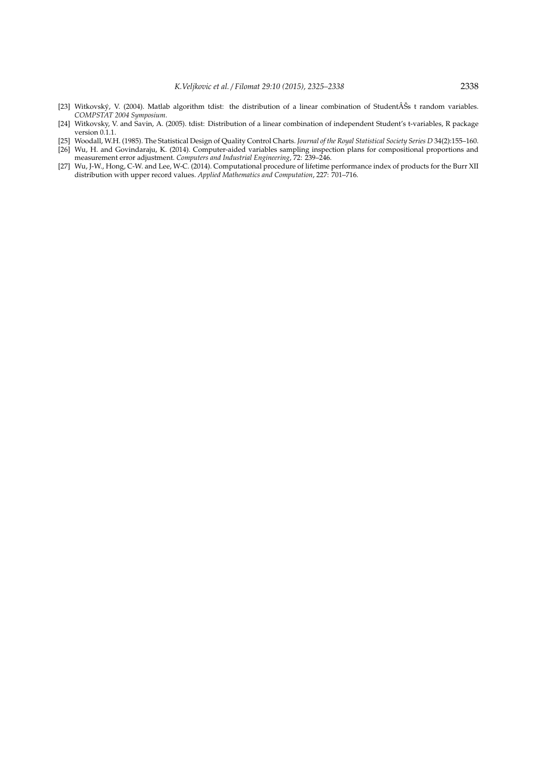[23] Witkovský, V. (2004). Matlab algorithm tdist: the distribution of a linear combination of StudentÂŠs t random variables. *COMPSTAT 2004 Symposium*.

[24] Witkovsky, V. and Savin, A. (2005). tdist: Distribution of a linear combination of independent Student's t-variables, R package version 0.1.1.

[25] Woodall, W.H. (1985). The Statistical Design of Quality Control Charts. *Journal of the Royal Statistical Society Series D* 34(2):155–160.

[26] Wu, H. and Govindaraju, K. (2014). Computer-aided variables sampling inspection plans for compositional proportions and measurement error adjustment. *Computers and Industrial Engineering*, 72: 239–246.

[27] Wu, J-W., Hong, C-W. and Lee, W-C. (2014). Computational procedure of lifetime performance index of products for the Burr XII distribution with upper record values. *Applied Mathematics and Computation*, 227: 701–716.